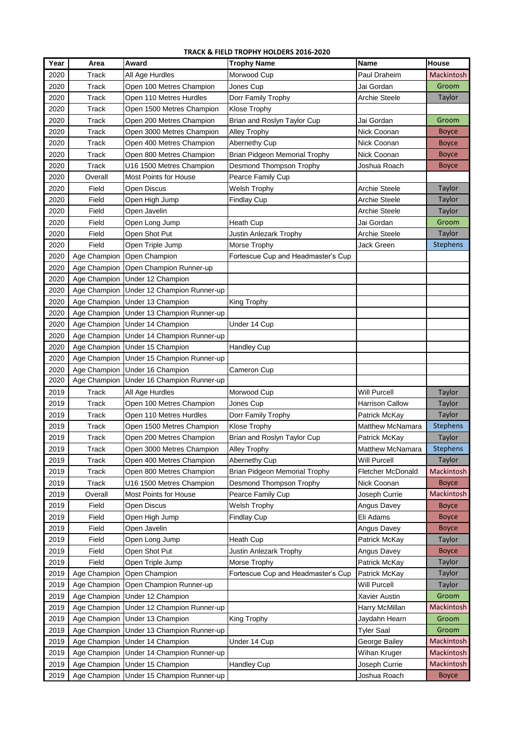**TRACK & FIELD TROPHY HOLDERS 2016-2020**

| Year | Area | Award | Trophy Name | Name | House |
|---|---|---|---|---|---|
| 2020 | Track | All Age Hurdles | Morwood Cup | Paul Draheim | Mackintosh |
| 2020 | Track | Open 100 Metres Champion | Jones Cup | Jai Gordan | Groom |
| 2020 | Track | Open 110 Metres Hurdles | Dorr Family Trophy | Archie Steele | Taylor |
| 2020 | Track | Open 1500 Metres Champion | Klose Trophy | | |
| 2020 | Track | Open 200 Metres Champion | Brian and Roslyn Taylor Cup | Jai Gordan | Groom |
| 2020 | Track | Open 3000 Metres Champion | Alley Trophy | Nick Coonan | Boyce |
| 2020 | Track | Open 400 Metres Champion | Abernethy Cup | Nick Coonan | Boyce |
| 2020 | Track | Open 800 Metres Champion | Brian Pidgeon Memorial Trophy | Nick Coonan | Boyce |
| 2020 | Track | U16 1500 Metres Champion | Desmond Thompson Trophy | Joshua Roach | Boyce |
| 2020 | Overall | Most Points for House | Pearce Family Cup | | |
| 2020 | Field | Open Discus | Welsh Trophy | Archie Steele | Taylor |
| 2020 | Field | Open High Jump | Findlay Cup | Archie Steele | Taylor |
| 2020 | Field | Open Javelin | | Archie Steele | Taylor |
| 2020 | Field | Open Long Jump | Heath Cup | Jai Gordan | Groom |
| 2020 | Field | Open Shot Put | Justin Anlezark Trophy | Archie Steele | Taylor |
| 2020 | Field | Open Triple Jump | Morse Trophy | Jack Green | Stephens |
| 2020 | Age Champion | Open Champion | Fortescue Cup and Headmaster's Cup | | |
| 2020 | Age Champion | Open Champion Runner-up | | | |
| 2020 | Age Champion | Under 12 Champion | | | |
| 2020 | Age Champion | Under 12 Champion Runner-up | | | |
| 2020 | Age Champion | Under 13 Champion | King Trophy | | |
| 2020 | Age Champion | Under 13 Champion Runner-up | | | |
| 2020 | Age Champion | Under 14 Champion | Under 14 Cup | | |
| 2020 | Age Champion | Under 14 Champion Runner-up | | | |
| 2020 | Age Champion | Under 15 Champion | Handley Cup | | |
| 2020 | Age Champion | Under 15 Champion Runner-up | | | |
| 2020 | Age Champion | Under 16 Champion | Cameron Cup | | |
| 2020 | Age Champion | Under 16 Champion Runner-up | | | |
| 2019 | Track | All Age Hurdles | Morwood Cup | Will Purcell | Taylor |
| 2019 | Track | Open 100 Metres Champion | Jones Cup | Harrison Callow | Taylor |
| 2019 | Track | Open 110 Metres Hurdles | Dorr Family Trophy | Patrick McKay | Taylor |
| 2019 | Track | Open 1500 Metres Champion | Klose Trophy | Matthew McNamara | Stephens |
| 2019 | Track | Open 200 Metres Champion | Brian and Roslyn Taylor Cup | Patrick McKay | Taylor |
| 2019 | Track | Open 3000 Metres Champion | Alley Trophy | Matthew McNamara | Stephens |
| 2019 | Track | Open 400 Metres Champion | Abernethy Cup | Will Purcell | Taylor |
| 2019 | Track | Open 800 Metres Champion | Brian Pidgeon Memorial Trophy | Fletcher McDonald | Mackintosh |
| 2019 | Track | U16 1500 Metres Champion | Desmond Thompson Trophy | Nick Coonan | Boyce |
| 2019 | Overall | Most Points for House | Pearce Family Cup | Joseph Currie | Mackintosh |
| 2019 | Field | Open Discus | Welsh Trophy | Angus Davey | Boyce |
| 2019 | Field | Open High Jump | Findlay Cup | Eli Adams | Boyce |
| 2019 | Field | Open Javelin | | Angus Davey | Boyce |
| 2019 | Field | Open Long Jump | Heath Cup | Patrick McKay | Taylor |
| 2019 | Field | Open Shot Put | Justin Anlezark Trophy | Angus Davey | Boyce |
| 2019 | Field | Open Triple Jump | Morse Trophy | Patrick McKay | Taylor |
| 2019 | Age Champion | Open Champion | Fortescue Cup and Headmaster's Cup | Patrick McKay | Taylor |
| 2019 | Age Champion | Open Champion Runner-up | | Will Purcell | Taylor |
| 2019 | Age Champion | Under 12 Champion | | Xavier Austin | Groom |
| 2019 | Age Champion | Under 12 Champion Runner-up | | Harry McMillan | Mackintosh |
| 2019 | Age Champion | Under 13 Champion | King Trophy | Jaydahn Hearn | Groom |
| 2019 | Age Champion | Under 13 Champion Runner-up | | Tyler Saal | Groom |
| 2019 | Age Champion | Under 14 Champion | Under 14 Cup | George Bailey | Mackintosh |
| 2019 | Age Champion | Under 14 Champion Runner-up | | Wihan Kruger | Mackintosh |
| 2019 | Age Champion | Under 15 Champion | Handley Cup | Joseph Currie | Mackintosh |
| 2019 | Age Champion | Under 15 Champion Runner-up | | Joshua Roach | Boyce |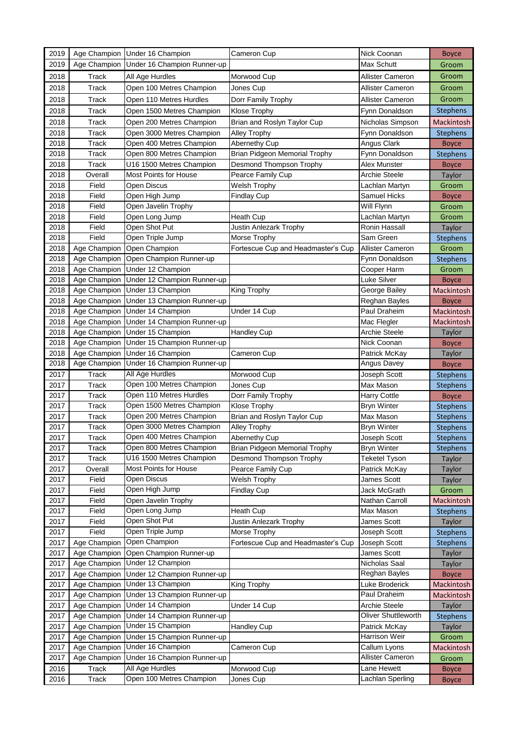| | | | | | |
|---|---|---|---|---|---|
| 2019 | Age Champion | Under 16 Champion | Cameron Cup | Nick Coonan | Boyce |
| 2019 | Age Champion | Under 16 Champion Runner-up | | Max Schutt | Groom |
| 2018 | Track | All Age Hurdles | Morwood Cup | Allister Cameron | Groom |
| 2018 | Track | Open 100 Metres Champion | Jones Cup | Allister Cameron | Groom |
| 2018 | Track | Open 110 Metres Hurdles | Dorr Family Trophy | Allister Cameron | Groom |
| 2018 | Track | Open 1500 Metres Champion | Klose Trophy | Fynn Donaldson | Stephens |
| 2018 | Track | Open 200 Metres Champion | Brian and Roslyn Taylor Cup | Nicholas Simpson | Mackintosh |
| 2018 | Track | Open 3000 Metres Champion | Alley Trophy | Fynn Donaldson | Stephens |
| 2018 | Track | Open 400 Metres Champion | Abernethy Cup | Angus Clark | Boyce |
| 2018 | Track | Open 800 Metres Champion | Brian Pidgeon Memorial Trophy | Fynn Donaldson | Stephens |
| 2018 | Track | U16 1500 Metres Champion | Desmond Thompson Trophy | Alex Munster | Boyce |
| 2018 | Overall | Most Points for House | Pearce Family Cup | Archie Steele | Taylor |
| 2018 | Field | Open Discus | Welsh Trophy | Lachlan Martyn | Groom |
| 2018 | Field | Open High Jump | Findlay Cup | Samuel Hicks | Boyce |
| 2018 | Field | Open Javelin Trophy | | Will Flynn | Groom |
| 2018 | Field | Open Long Jump | Heath Cup | Lachlan Martyn | Groom |
| 2018 | Field | Open Shot Put | Justin Anlezark Trophy | Ronin Hassall | Taylor |
| 2018 | Field | Open Triple Jump | Morse Trophy | Sam Green | Stephens |
| 2018 | Age Champion | Open Champion | Fortescue Cup and Headmaster's Cup | Allister Cameron | Groom |
| 2018 | Age Champion | Open Champion Runner-up | | Fynn Donaldson | Stephens |
| 2018 | Age Champion | Under 12 Champion | | Cooper Harm | Groom |
| 2018 | Age Champion | Under 12 Champion Runner-up | | Luke Silver | Boyce |
| 2018 | Age Champion | Under 13 Champion | King Trophy | George Bailey | Mackintosh |
| 2018 | Age Champion | Under 13 Champion Runner-up | | Reghan Bayles | Boyce |
| 2018 | Age Champion | Under 14 Champion | Under 14 Cup | Paul Draheim | Mackintosh |
| 2018 | Age Champion | Under 14 Champion Runner-up | | Mac Flegler | Mackintosh |
| 2018 | Age Champion | Under 15 Champion | Handley Cup | Archie Steele | Taylor |
| 2018 | Age Champion | Under 15 Champion Runner-up | | Nick Coonan | Boyce |
| 2018 | Age Champion | Under 16 Champion | Cameron Cup | Patrick McKay | Taylor |
| 2018 | Age Champion | Under 16 Champion Runner-up | | Angus Davey | Boyce |
| 2017 | Track | All Age Hurdles | Morwood Cup | Joseph Scott | Stephens |
| 2017 | Track | Open 100 Metres Champion | Jones Cup | Max Mason | Stephens |
| 2017 | Track | Open 110 Metres Hurdles | Dorr Family Trophy | Harry Cottle | Boyce |
| 2017 | Track | Open 1500 Metres Champion | Klose Trophy | Bryn Winter | Stephens |
| 2017 | Track | Open 200 Metres Champion | Brian and Roslyn Taylor Cup | Max Mason | Stephens |
| 2017 | Track | Open 3000 Metres Champion | Alley Trophy | Bryn Winter | Stephens |
| 2017 | Track | Open 400 Metres Champion | Abernethy Cup | Joseph Scott | Stephens |
| 2017 | Track | Open 800 Metres Champion | Brian Pidgeon Memorial Trophy | Bryn Winter | Stephens |
| 2017 | Track | U16 1500 Metres Champion | Desmond Thompson Trophy | Teketel Tyson | Taylor |
| 2017 | Overall | Most Points for House | Pearce Family Cup | Patrick McKay | Taylor |
| 2017 | Field | Open Discus | Welsh Trophy | James Scott | Taylor |
| 2017 | Field | Open High Jump | Findlay Cup | Jack McGrath | Groom |
| 2017 | Field | Open Javelin Trophy | | Nathan Carroll | Mackintosh |
| 2017 | Field | Open Long Jump | Heath Cup | Max Mason | Stephens |
| 2017 | Field | Open Shot Put | Justin Anlezark Trophy | James Scott | Taylor |
| 2017 | Field | Open Triple Jump | Morse Trophy | Joseph Scott | Stephens |
| 2017 | Age Champion | Open Champion | Fortescue Cup and Headmaster's Cup | Joseph Scott | Stephens |
| 2017 | Age Champion | Open Champion Runner-up | | James Scott | Taylor |
| 2017 | Age Champion | Under 12 Champion | | Nicholas Saal | Taylor |
| 2017 | Age Champion | Under 12 Champion Runner-up | | Reghan Bayles | Boyce |
| 2017 | Age Champion | Under 13 Champion | King Trophy | Luke Broderick | Mackintosh |
| 2017 | Age Champion | Under 13 Champion Runner-up | | Paul Draheim | Mackintosh |
| 2017 | Age Champion | Under 14 Champion | Under 14 Cup | Archie Steele | Taylor |
| 2017 | Age Champion | Under 14 Champion Runner-up | | Oliver Shuttleworth | Stephens |
| 2017 | Age Champion | Under 15 Champion | Handley Cup | Patrick McKay | Taylor |
| 2017 | Age Champion | Under 15 Champion Runner-up | | Harrison Weir | Groom |
| 2017 | Age Champion | Under 16 Champion | Cameron Cup | Callum Lyons | Mackintosh |
| 2017 | Age Champion | Under 16 Champion Runner-up | | Allister Cameron | Groom |
| 2016 | Track | All Age Hurdles | Morwood Cup | Lane Hewett | Boyce |
| 2016 | Track | Open 100 Metres Champion | Jones Cup | Lachlan Sperling | Boyce |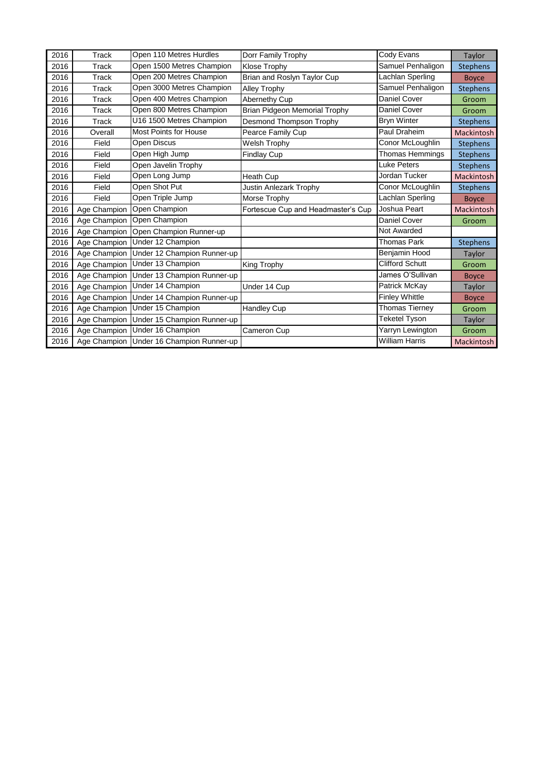| | | | | | |
|---|---|---|---|---|---|
| 2016 | Track | Open 110 Metres Hurdles | Dorr Family Trophy | Cody Evans | Taylor |
| 2016 | Track | Open 1500 Metres Champion | Klose Trophy | Samuel Penhaligon | Stephens |
| 2016 | Track | Open 200 Metres Champion | Brian and Roslyn Taylor Cup | Lachlan Sperling | Boyce |
| 2016 | Track | Open 3000 Metres Champion | Alley Trophy | Samuel Penhaligon | Stephens |
| 2016 | Track | Open 400 Metres Champion | Abernethy Cup | Daniel Cover | Groom |
| 2016 | Track | Open 800 Metres Champion | Brian Pidgeon Memorial Trophy | Daniel Cover | Groom |
| 2016 | Track | U16 1500 Metres Champion | Desmond Thompson Trophy | Bryn Winter | Stephens |
| 2016 | Overall | Most Points for House | Pearce Family Cup | Paul Draheim | Mackintosh |
| 2016 | Field | Open Discus | Welsh Trophy | Conor McLoughlin | Stephens |
| 2016 | Field | Open High Jump | Findlay Cup | Thomas Hemmings | Stephens |
| 2016 | Field | Open Javelin Trophy | | Luke Peters | Stephens |
| 2016 | Field | Open Long Jump | Heath Cup | Jordan Tucker | Mackintosh |
| 2016 | Field | Open Shot Put | Justin Anlezark Trophy | Conor McLoughlin | Stephens |
| 2016 | Field | Open Triple Jump | Morse Trophy | Lachlan Sperling | Boyce |
| 2016 | Age Champion | Open Champion | Fortescue Cup and Headmaster's Cup | Joshua Peart | Mackintosh |
| 2016 | Age Champion | Open Champion | | Daniel Cover | Groom |
| 2016 | Age Champion | Open Champion Runner-up | | Not Awarded | |
| 2016 | Age Champion | Under 12 Champion | | Thomas Park | Stephens |
| 2016 | Age Champion | Under 12 Champion Runner-up | | Benjamin Hood | Taylor |
| 2016 | Age Champion | Under 13 Champion | King Trophy | Clifford Schutt | Groom |
| 2016 | Age Champion | Under 13 Champion Runner-up | | James O'Sullivan | Boyce |
| 2016 | Age Champion | Under 14 Champion | Under 14 Cup | Patrick McKay | Taylor |
| 2016 | Age Champion | Under 14 Champion Runner-up | | Finley Whittle | Boyce |
| 2016 | Age Champion | Under 15 Champion | Handley Cup | Thomas Tierney | Groom |
| 2016 | Age Champion | Under 15 Champion Runner-up | | Teketel Tyson | Taylor |
| 2016 | Age Champion | Under 16 Champion | Cameron Cup | Yarryn Lewington | Groom |
| 2016 | Age Champion | Under 16 Champion Runner-up | | William Harris | Mackintosh |